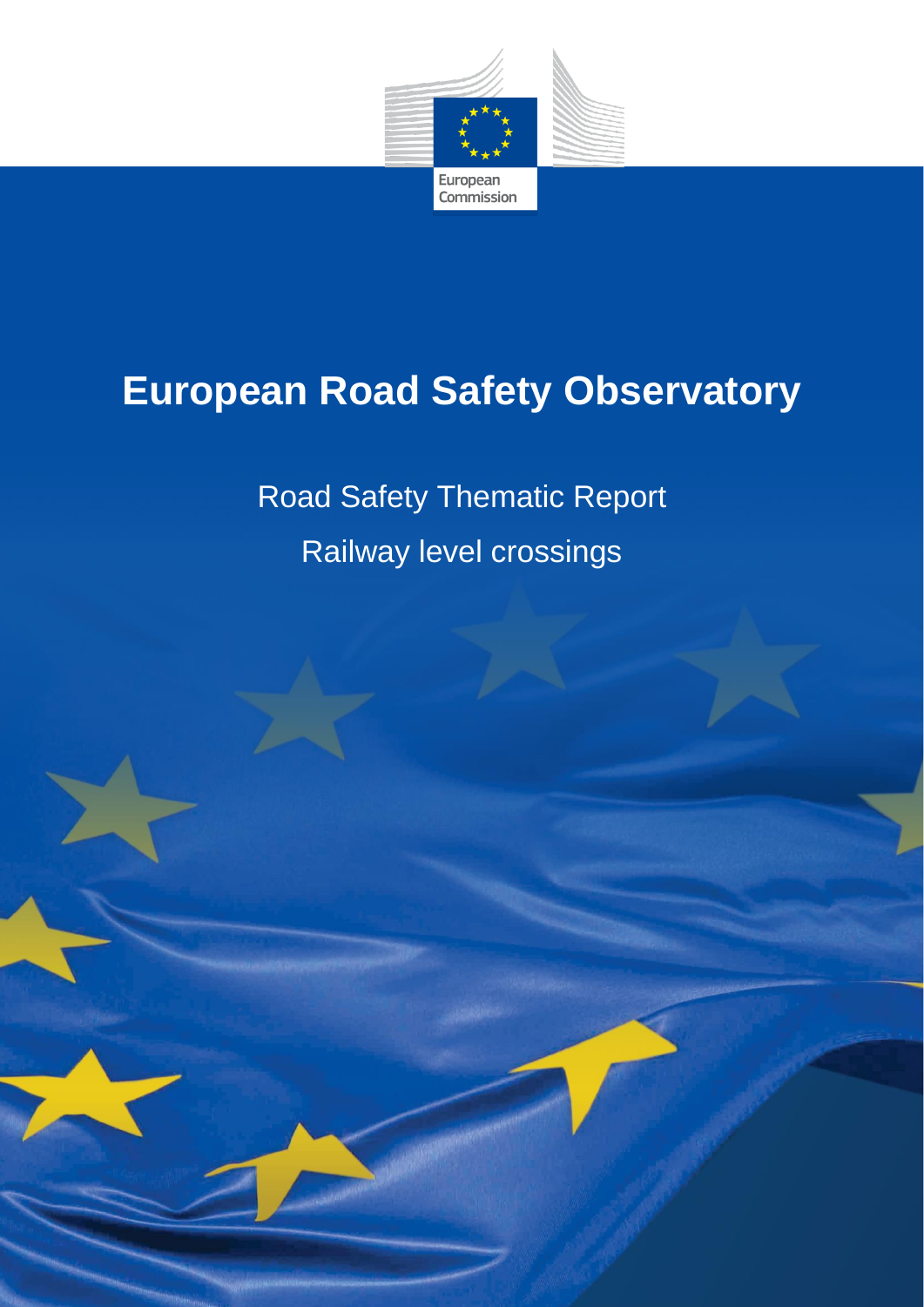European Commission

# European Road Safety Observatory

Road Safety Thematic Report

Railway level crossings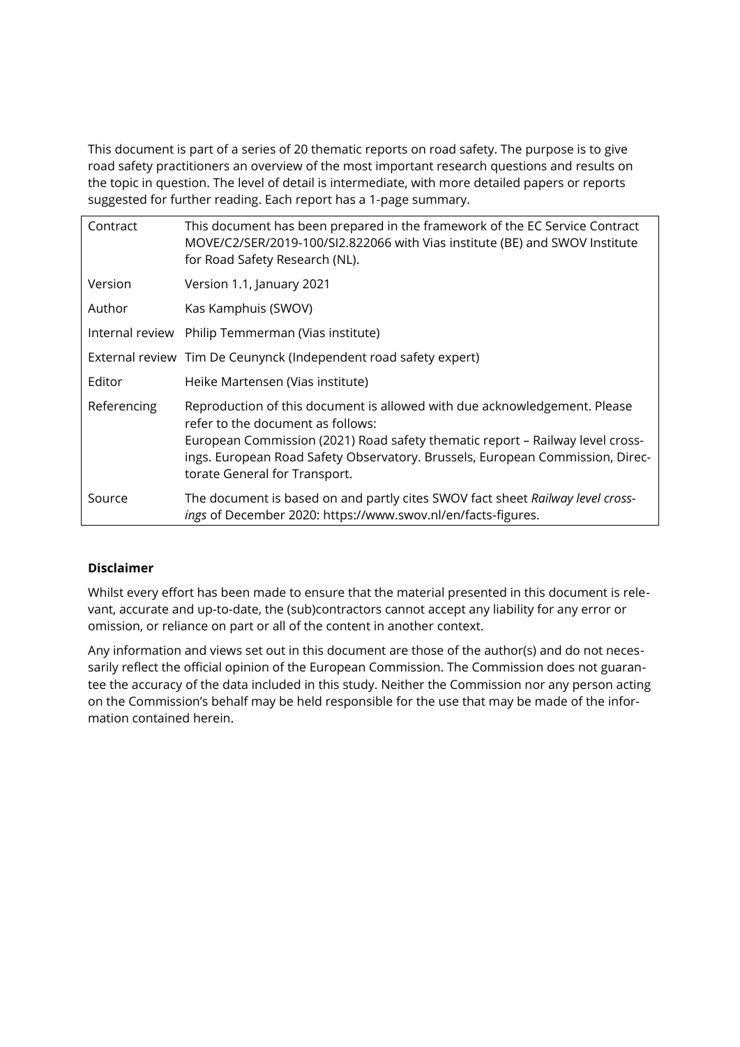This document is part of a series of 20 thematic reports on road safety. The purpose is to give road safety practitioners an overview of the most important research questions and results on the topic in question. The level of detail is intermediate, with more detailed papers or reports suggested for further reading. Each report has a 1-page summary.

| | |
|---|---|
| Contract | This document has been prepared in the framework of the EC Service Contract MOVE/C2/SER/2019-100/SI2.822066 with Vias institute (BE) and SWOV Institute for Road Safety Research (NL). |
| Version | Version 1.1, January 2021 |
| Author | Kas Kamphuis (SWOV) |
| Internal review | Philip Temmerman (Vias institute) |
| External review | Tim De Ceunynck (Independent road safety expert) |
| Editor | Heike Martensen (Vias institute) |
| Referencing | Reproduction of this document is allowed with due acknowledgement. Please refer to the document as follows:<br>European Commission (2021) Road safety thematic report – Railway level crossings. European Road Safety Observatory. Brussels, European Commission, Directorate General for Transport. |
| Source | The document is based on and partly cites SWOV fact sheet *Railway level crossings* of December 2020: https://www.swov.nl/en/facts-figures. |

**Disclaimer**

Whilst every effort has been made to ensure that the material presented in this document is relevant, accurate and up-to-date, the (sub)contractors cannot accept any liability for any error or omission, or reliance on part or all of the content in another context.

Any information and views set out in this document are those of the author(s) and do not necessarily reflect the official opinion of the European Commission. The Commission does not guarantee the accuracy of the data included in this study. Neither the Commission nor any person acting on the Commission's behalf may be held responsible for the use that may be made of the information contained herein.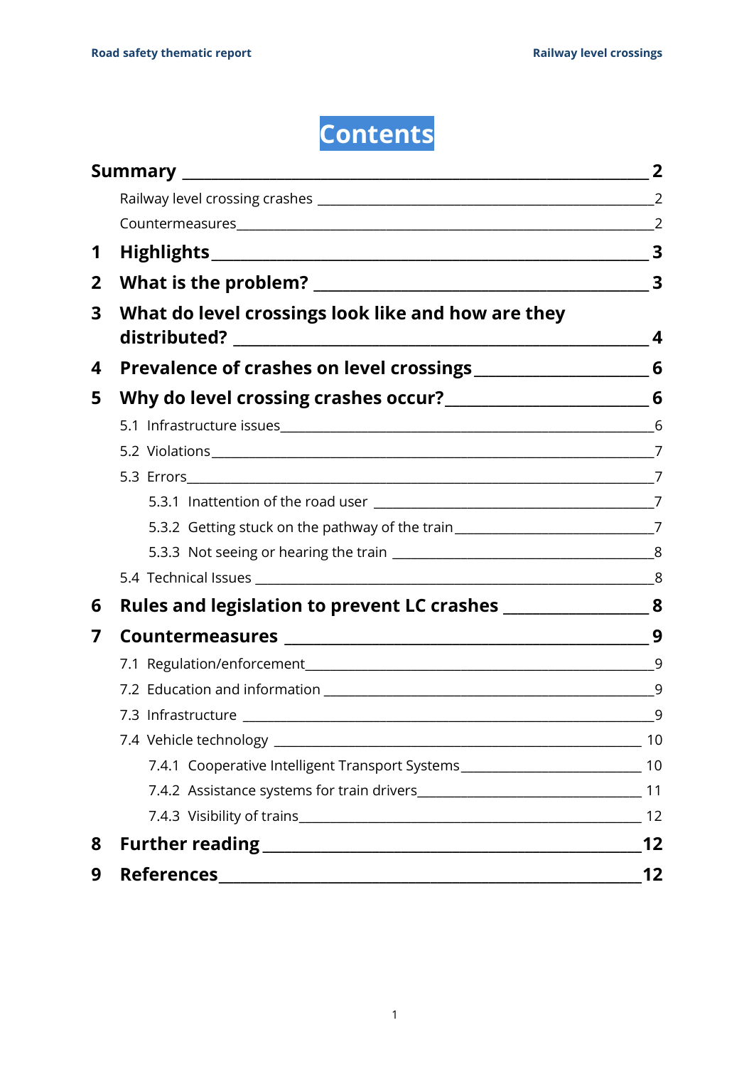# Contents

**Summary** 2

Railway level crossing crashes 2

Countermeasures 2

**1 Highlights** 3

**2 What is the problem?** 3

**3 What do level crossings look like and how are they distributed?** 4

**4 Prevalence of crashes on level crossings** 6

**5 Why do level crossing crashes occur?** 6

5.1 Infrastructure issues 6

5.2 Violations 7

5.3 Errors 7

5.3.1 Inattention of the road user 7

5.3.2 Getting stuck on the pathway of the train 7

5.3.3 Not seeing or hearing the train 8

5.4 Technical Issues 8

**6 Rules and legislation to prevent LC crashes** 8

**7 Countermeasures** 9

7.1 Regulation/enforcement 9

7.2 Education and information 9

7.3 Infrastructure 9

7.4 Vehicle technology 10

7.4.1 Cooperative Intelligent Transport Systems 10

7.4.2 Assistance systems for train drivers 11

7.4.3 Visibility of trains 12

**8 Further reading** 12

**9 References** 12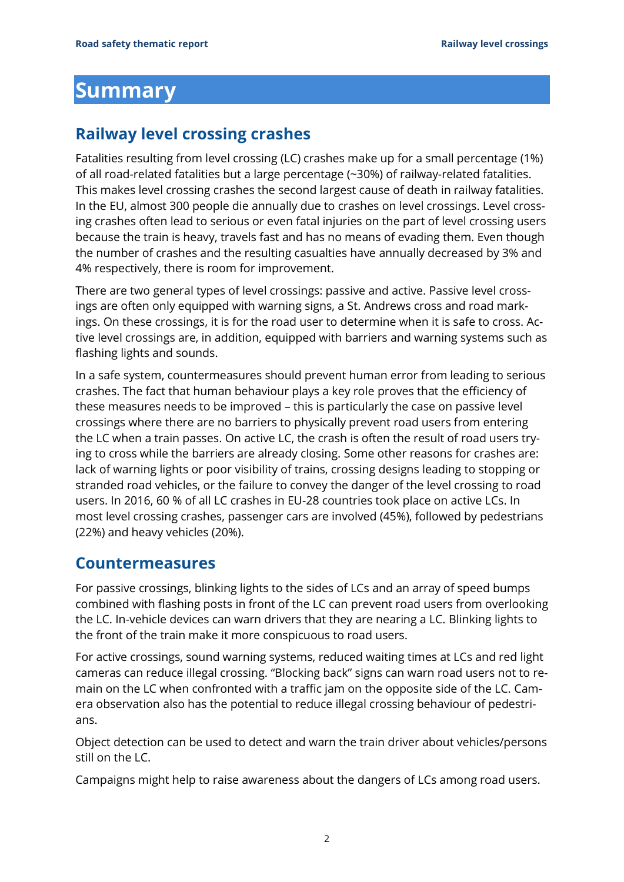# Summary

## Railway level crossing crashes

Fatalities resulting from level crossing (LC) crashes make up for a small percentage (1%) of all road-related fatalities but a large percentage (~30%) of railway-related fatalities. This makes level crossing crashes the second largest cause of death in railway fatalities. In the EU, almost 300 people die annually due to crashes on level crossings. Level crossing crashes often lead to serious or even fatal injuries on the part of level crossing users because the train is heavy, travels fast and has no means of evading them. Even though the number of crashes and the resulting casualties have annually decreased by 3% and 4% respectively, there is room for improvement.

There are two general types of level crossings: passive and active. Passive level crossings are often only equipped with warning signs, a St. Andrews cross and road markings. On these crossings, it is for the road user to determine when it is safe to cross. Active level crossings are, in addition, equipped with barriers and warning systems such as flashing lights and sounds.

In a safe system, countermeasures should prevent human error from leading to serious crashes. The fact that human behaviour plays a key role proves that the efficiency of these measures needs to be improved – this is particularly the case on passive level crossings where there are no barriers to physically prevent road users from entering the LC when a train passes. On active LC, the crash is often the result of road users trying to cross while the barriers are already closing. Some other reasons for crashes are: lack of warning lights or poor visibility of trains, crossing designs leading to stopping or stranded road vehicles, or the failure to convey the danger of the level crossing to road users. In 2016, 60 % of all LC crashes in EU-28 countries took place on active LCs. In most level crossing crashes, passenger cars are involved (45%), followed by pedestrians (22%) and heavy vehicles (20%).

## Countermeasures

For passive crossings, blinking lights to the sides of LCs and an array of speed bumps combined with flashing posts in front of the LC can prevent road users from overlooking the LC. In-vehicle devices can warn drivers that they are nearing a LC. Blinking lights to the front of the train make it more conspicuous to road users.

For active crossings, sound warning systems, reduced waiting times at LCs and red light cameras can reduce illegal crossing. "Blocking back" signs can warn road users not to remain on the LC when confronted with a traffic jam on the opposite side of the LC. Camera observation also has the potential to reduce illegal crossing behaviour of pedestrians.

Object detection can be used to detect and warn the train driver about vehicles/persons still on the LC.

Campaigns might help to raise awareness about the dangers of LCs among road users.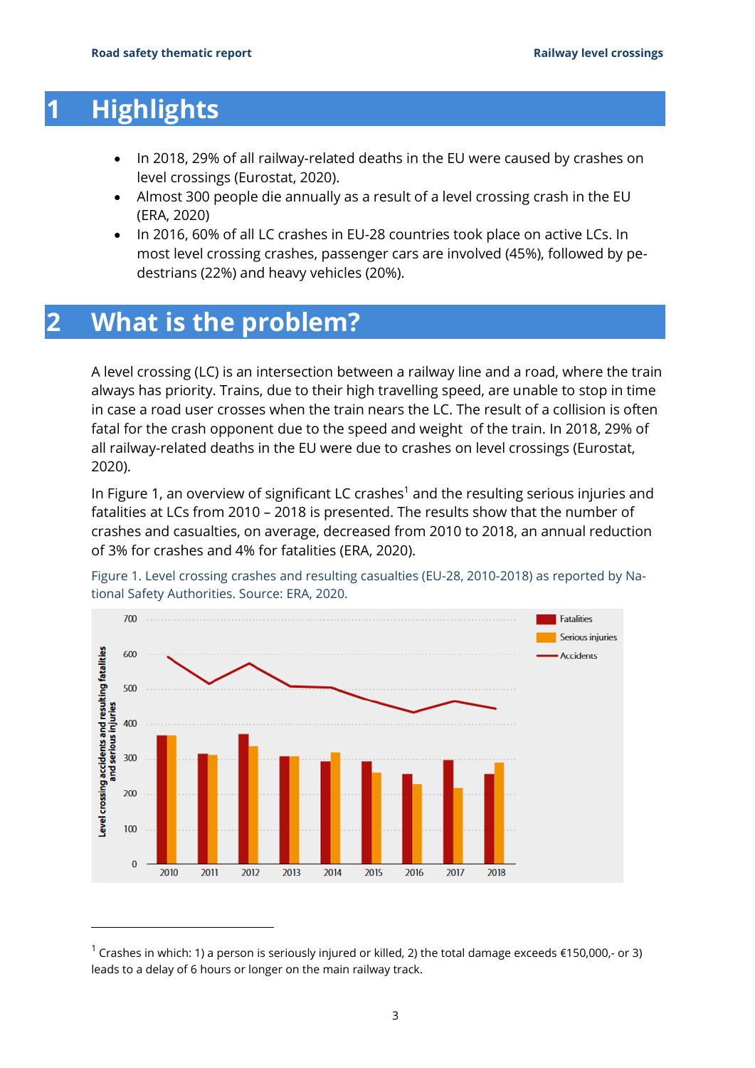# 1 Highlights

- In 2018, 29% of all railway-related deaths in the EU were caused by crashes on level crossings (Eurostat, 2020).
- Almost 300 people die annually as a result of a level crossing crash in the EU (ERA, 2020)
- In 2016, 60% of all LC crashes in EU-28 countries took place on active LCs. In most level crossing crashes, passenger cars are involved (45%), followed by pedestrians (22%) and heavy vehicles (20%).

# 2 What is the problem?

A level crossing (LC) is an intersection between a railway line and a road, where the train always has priority. Trains, due to their high travelling speed, are unable to stop in time in case a road user crosses when the train nears the LC. The result of a collision is often fatal for the crash opponent due to the speed and weight of the train. In 2018, 29% of all railway-related deaths in the EU were due to crashes on level crossings (Eurostat, 2020).

In Figure 1, an overview of significant LC crashes[1] and the resulting serious injuries and fatalities at LCs from 2010 – 2018 is presented. The results show that the number of crashes and casualties, on average, decreased from 2010 to 2018, an annual reduction of 3% for crashes and 4% for fatalities (ERA, 2020).

Figure 1. Level crossing crashes and resulting casualties (EU-28, 2010-2018) as reported by National Safety Authorities. Source: ERA, 2020.

[1] Crashes in which: 1) a person is seriously injured or killed, 2) the total damage exceeds €150,000,- or 3) leads to a delay of 6 hours or longer on the main railway track.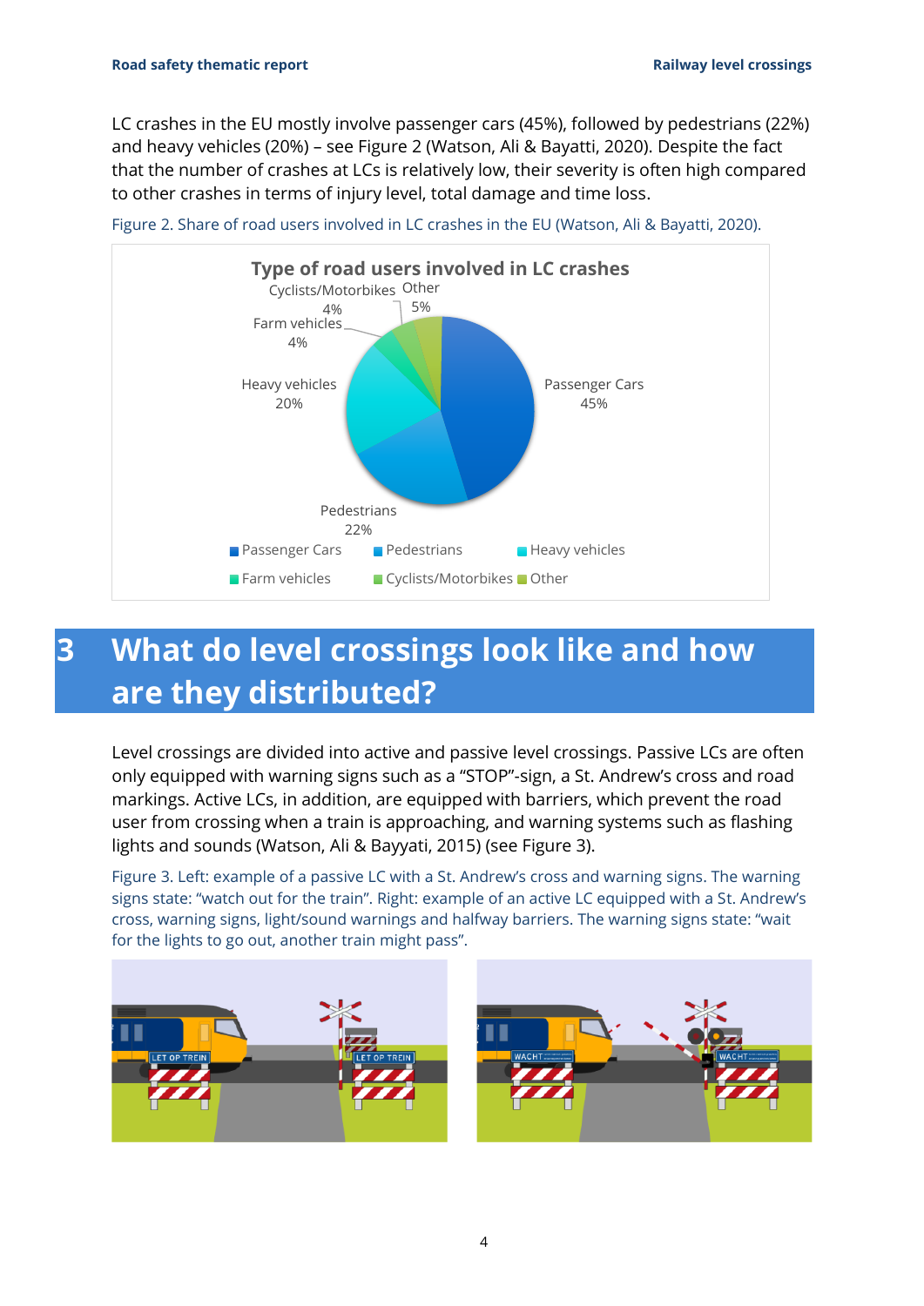LC crashes in the EU mostly involve passenger cars (45%), followed by pedestrians (22%) and heavy vehicles (20%) – see Figure 2 (Watson, Ali & Bayatti, 2020). Despite the fact that the number of crashes at LCs is relatively low, their severity is often high compared to other crashes in terms of injury level, total damage and time loss.

Figure 2. Share of road users involved in LC crashes in the EU (Watson, Ali & Bayatti, 2020).

# 3 What do level crossings look like and how are they distributed?

Level crossings are divided into active and passive level crossings. Passive LCs are often only equipped with warning signs such as a "STOP"-sign, a St. Andrew's cross and road markings. Active LCs, in addition, are equipped with barriers, which prevent the road user from crossing when a train is approaching, and warning systems such as flashing lights and sounds (Watson, Ali & Bayyati, 2015) (see Figure 3).

Figure 3. Left: example of a passive LC with a St. Andrew's cross and warning signs. The warning signs state: "watch out for the train". Right: example of an active LC equipped with a St. Andrew's cross, warning signs, light/sound warnings and halfway barriers. The warning signs state: "wait for the lights to go out, another train might pass".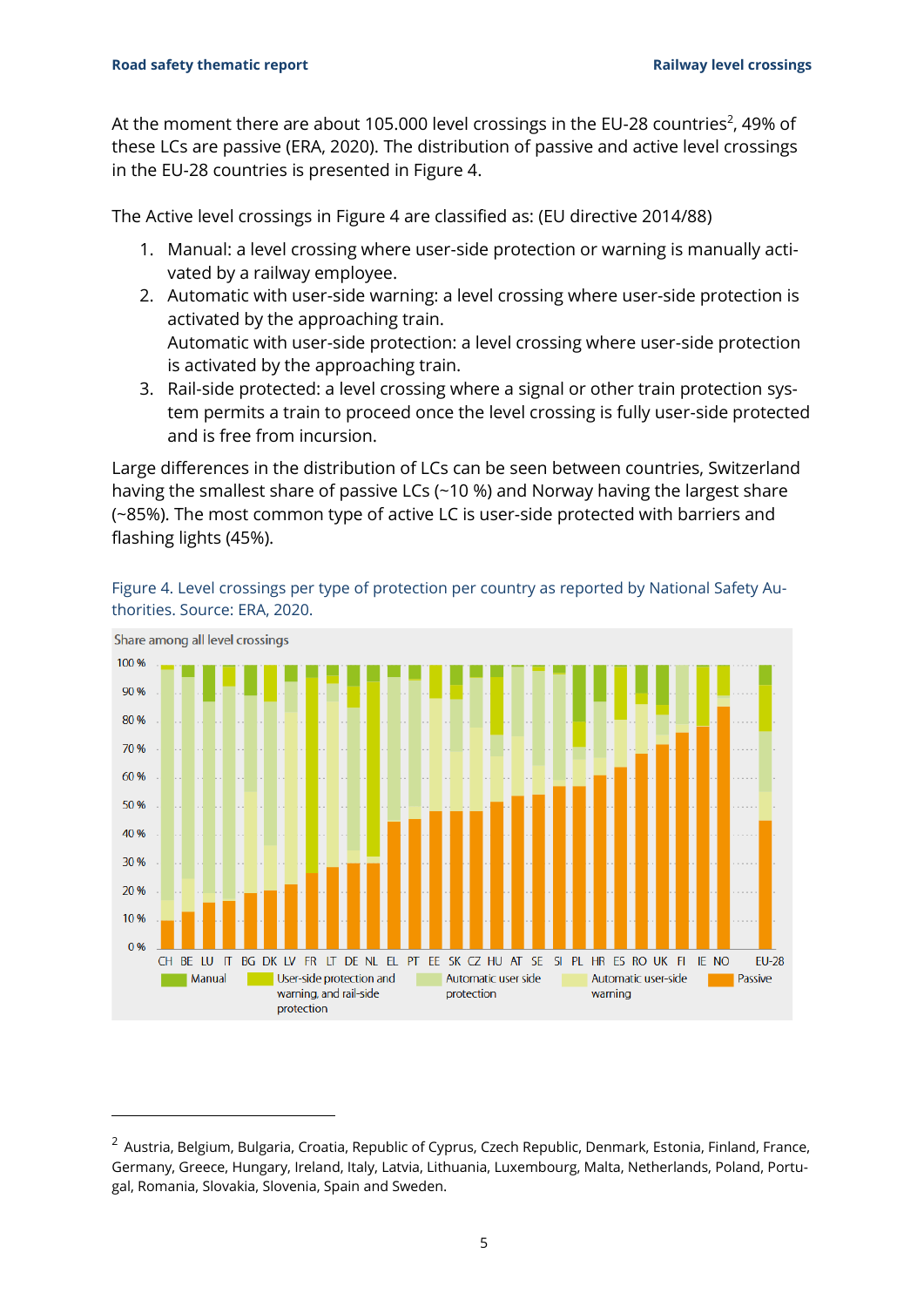At the moment there are about 105.000 level crossings in the EU-28 countries[2], 49% of these LCs are passive (ERA, 2020). The distribution of passive and active level crossings in the EU-28 countries is presented in Figure 4.

The Active level crossings in Figure 4 are classified as: (EU directive 2014/88)

1. Manual: a level crossing where user-side protection or warning is manually activated by a railway employee.
2. Automatic with user-side warning: a level crossing where user-side protection is activated by the approaching train.
   Automatic with user-side protection: a level crossing where user-side protection is activated by the approaching train.
3. Rail-side protected: a level crossing where a signal or other train protection system permits a train to proceed once the level crossing is fully user-side protected and is free from incursion.

Large differences in the distribution of LCs can be seen between countries, Switzerland having the smallest share of passive LCs (~10 %) and Norway having the largest share (~85%). The most common type of active LC is user-side protected with barriers and flashing lights (45%).

Figure 4. Level crossings per type of protection per country as reported by National Safety Authorities. Source: ERA, 2020.

---

[2] Austria, Belgium, Bulgaria, Croatia, Republic of Cyprus, Czech Republic, Denmark, Estonia, Finland, France, Germany, Greece, Hungary, Ireland, Italy, Latvia, Lithuania, Luxembourg, Malta, Netherlands, Poland, Portugal, Romania, Slovakia, Slovenia, Spain and Sweden.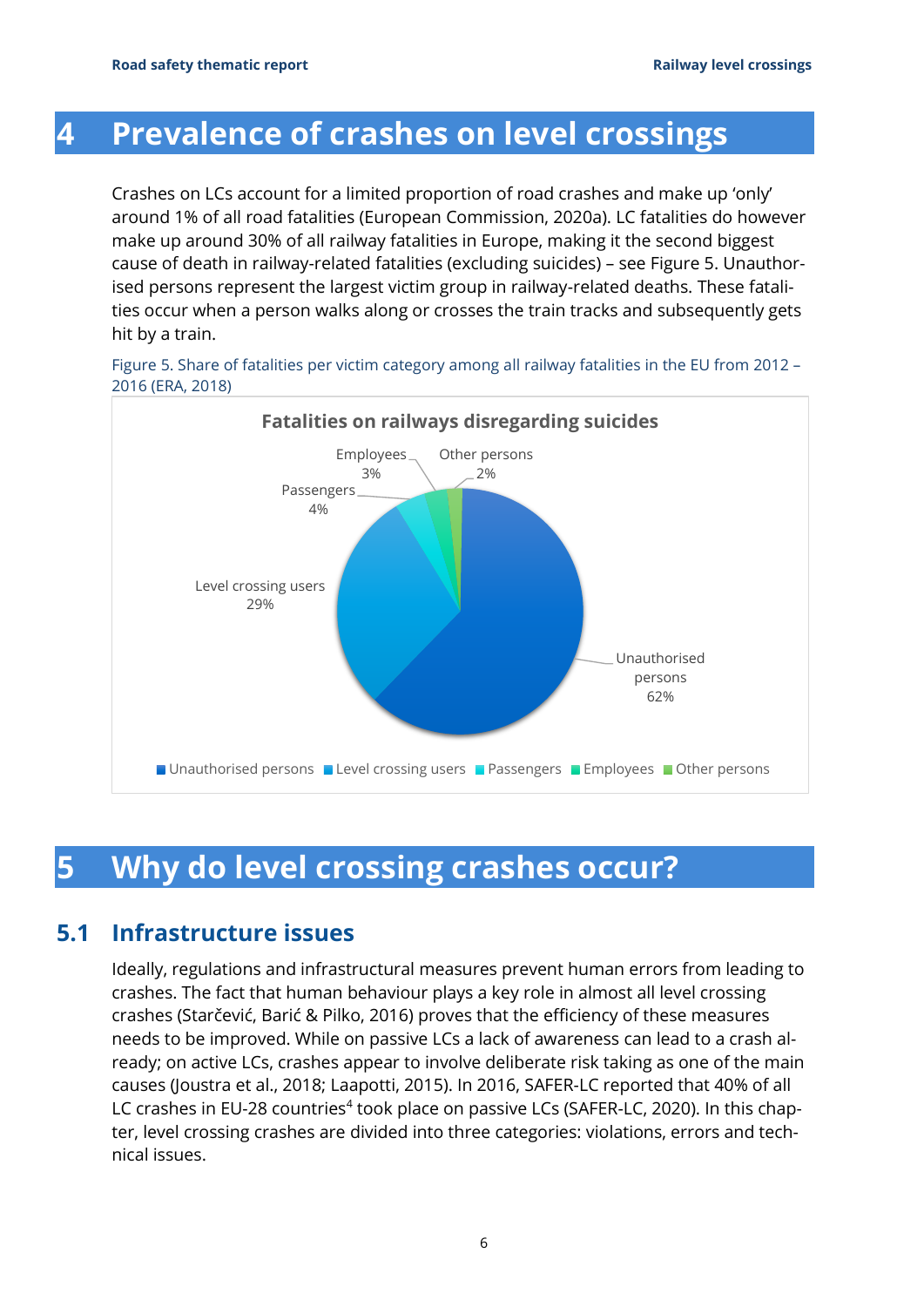# 4 Prevalence of crashes on level crossings

Crashes on LCs account for a limited proportion of road crashes and make up 'only' around 1% of all road fatalities (European Commission, 2020a). LC fatalities do however make up around 30% of all railway fatalities in Europe, making it the second biggest cause of death in railway-related fatalities (excluding suicides) – see Figure 5. Unauthorised persons represent the largest victim group in railway-related deaths. These fatalities occur when a person walks along or crosses the train tracks and subsequently gets hit by a train.

Figure 5. Share of fatalities per victim category among all railway fatalities in the EU from 2012 – 2016 (ERA, 2018)

**Fatalities on railways disregarding suicides**

| Victim category | Share |
|---|---|
| Unauthorised persons | 62% |
| Level crossing users | 29% |
| Passengers | 4% |
| Employees | 3% |
| Other persons | 2% |

# 5 Why do level crossing crashes occur?

## 5.1 Infrastructure issues

Ideally, regulations and infrastructural measures prevent human errors from leading to crashes. The fact that human behaviour plays a key role in almost all level crossing crashes (Starčević, Barić & Pilko, 2016) proves that the efficiency of these measures needs to be improved. While on passive LCs a lack of awareness can lead to a crash already; on active LCs, crashes appear to involve deliberate risk taking as one of the main causes (Joustra et al., 2018; Laapotti, 2015). In 2016, SAFER-LC reported that 40% of all LC crashes in EU-28 countries[4] took place on passive LCs (SAFER-LC, 2020). In this chapter, level crossing crashes are divided into three categories: violations, errors and technical issues.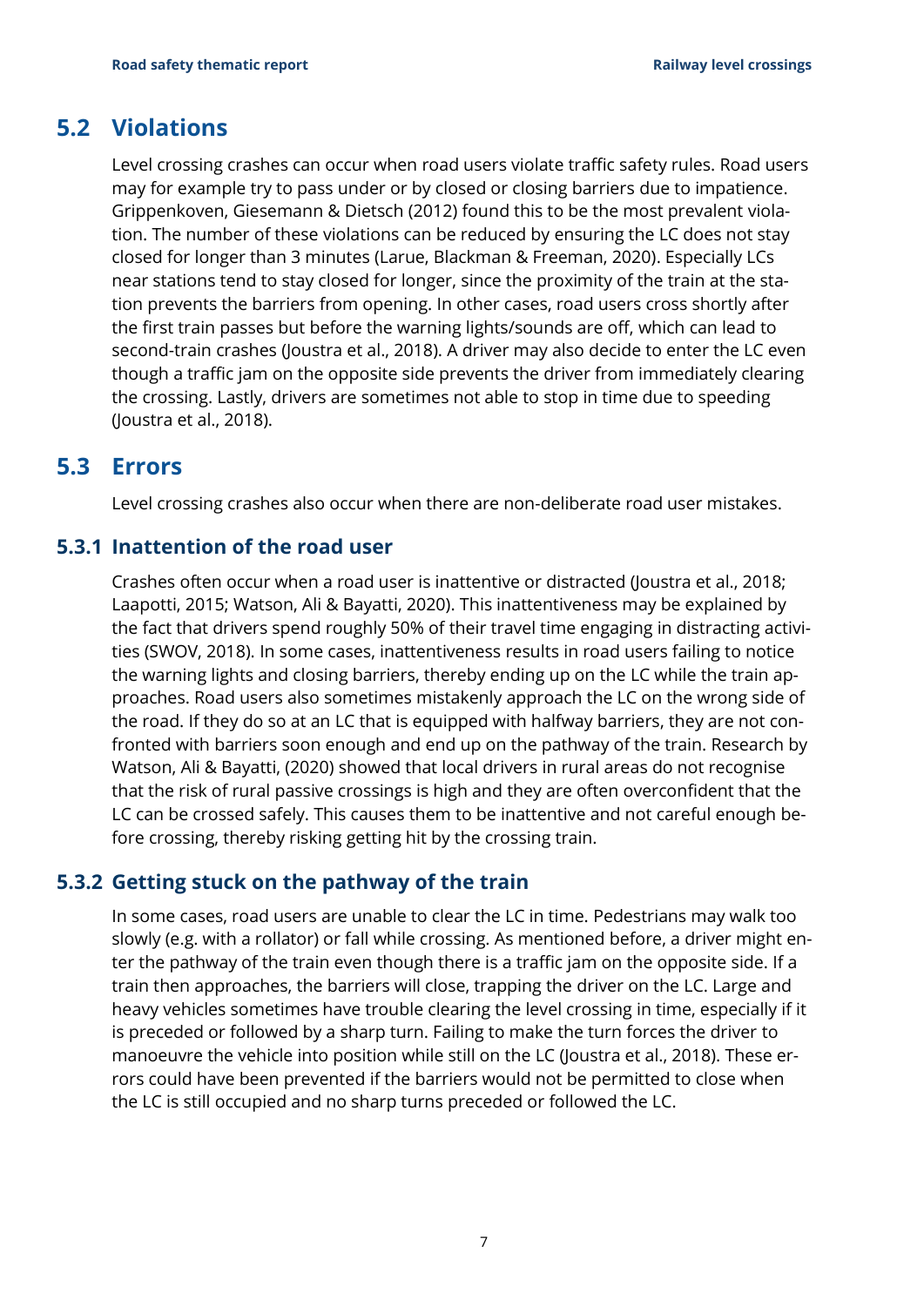## 5.2 Violations

Level crossing crashes can occur when road users violate traffic safety rules. Road users may for example try to pass under or by closed or closing barriers due to impatience. Grippenkoven, Giesemann & Dietsch (2012) found this to be the most prevalent violation. The number of these violations can be reduced by ensuring the LC does not stay closed for longer than 3 minutes (Larue, Blackman & Freeman, 2020). Especially LCs near stations tend to stay closed for longer, since the proximity of the train at the station prevents the barriers from opening. In other cases, road users cross shortly after the first train passes but before the warning lights/sounds are off, which can lead to second-train crashes (Joustra et al., 2018). A driver may also decide to enter the LC even though a traffic jam on the opposite side prevents the driver from immediately clearing the crossing. Lastly, drivers are sometimes not able to stop in time due to speeding (Joustra et al., 2018).

## 5.3 Errors

Level crossing crashes also occur when there are non-deliberate road user mistakes.

### 5.3.1 Inattention of the road user

Crashes often occur when a road user is inattentive or distracted (Joustra et al., 2018; Laapotti, 2015; Watson, Ali & Bayatti, 2020). This inattentiveness may be explained by the fact that drivers spend roughly 50% of their travel time engaging in distracting activities (SWOV, 2018). In some cases, inattentiveness results in road users failing to notice the warning lights and closing barriers, thereby ending up on the LC while the train approaches. Road users also sometimes mistakenly approach the LC on the wrong side of the road. If they do so at an LC that is equipped with halfway barriers, they are not confronted with barriers soon enough and end up on the pathway of the train. Research by Watson, Ali & Bayatti, (2020) showed that local drivers in rural areas do not recognise that the risk of rural passive crossings is high and they are often overconfident that the LC can be crossed safely. This causes them to be inattentive and not careful enough before crossing, thereby risking getting hit by the crossing train.

### 5.3.2 Getting stuck on the pathway of the train

In some cases, road users are unable to clear the LC in time. Pedestrians may walk too slowly (e.g. with a rollator) or fall while crossing. As mentioned before, a driver might enter the pathway of the train even though there is a traffic jam on the opposite side. If a train then approaches, the barriers will close, trapping the driver on the LC. Large and heavy vehicles sometimes have trouble clearing the level crossing in time, especially if it is preceded or followed by a sharp turn. Failing to make the turn forces the driver to manoeuvre the vehicle into position while still on the LC (Joustra et al., 2018). These errors could have been prevented if the barriers would not be permitted to close when the LC is still occupied and no sharp turns preceded or followed the LC.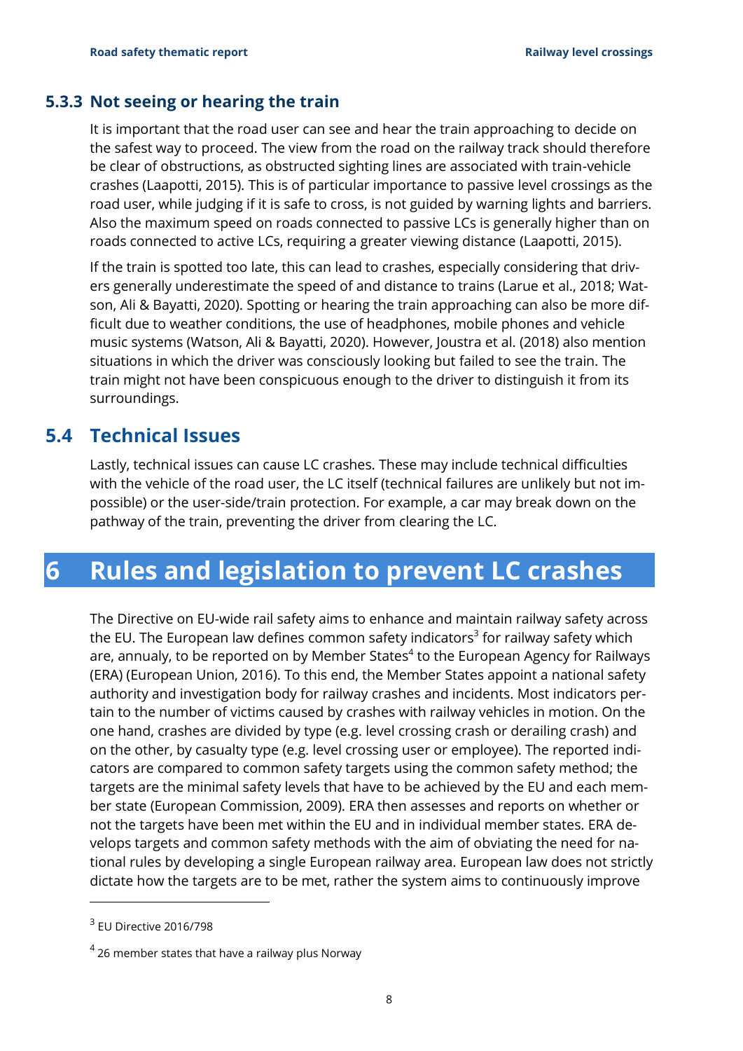### 5.3.3 Not seeing or hearing the train

It is important that the road user can see and hear the train approaching to decide on the safest way to proceed. The view from the road on the railway track should therefore be clear of obstructions, as obstructed sighting lines are associated with train-vehicle crashes (Laapotti, 2015). This is of particular importance to passive level crossings as the road user, while judging if it is safe to cross, is not guided by warning lights and barriers. Also the maximum speed on roads connected to passive LCs is generally higher than on roads connected to active LCs, requiring a greater viewing distance (Laapotti, 2015).

If the train is spotted too late, this can lead to crashes, especially considering that drivers generally underestimate the speed of and distance to trains (Larue et al., 2018; Watson, Ali & Bayatti, 2020). Spotting or hearing the train approaching can also be more difficult due to weather conditions, the use of headphones, mobile phones and vehicle music systems (Watson, Ali & Bayatti, 2020). However, Joustra et al. (2018) also mention situations in which the driver was consciously looking but failed to see the train. The train might not have been conspicuous enough to the driver to distinguish it from its surroundings.

## 5.4 Technical Issues

Lastly, technical issues can cause LC crashes. These may include technical difficulties with the vehicle of the road user, the LC itself (technical failures are unlikely but not impossible) or the user-side/train protection. For example, a car may break down on the pathway of the train, preventing the driver from clearing the LC.

# 6 Rules and legislation to prevent LC crashes

The Directive on EU-wide rail safety aims to enhance and maintain railway safety across the EU. The European law defines common safety indicators[3] for railway safety which are, annualy, to be reported on by Member States[4] to the European Agency for Railways (ERA) (European Union, 2016). To this end, the Member States appoint a national safety authority and investigation body for railway crashes and incidents. Most indicators pertain to the number of victims caused by crashes with railway vehicles in motion. On the one hand, crashes are divided by type (e.g. level crossing crash or derailing crash) and on the other, by casualty type (e.g. level crossing user or employee). The reported indicators are compared to common safety targets using the common safety method; the targets are the minimal safety levels that have to be achieved by the EU and each member state (European Commission, 2009). ERA then assesses and reports on whether or not the targets have been met within the EU and in individual member states. ERA develops targets and common safety methods with the aim of obviating the need for national rules by developing a single European railway area. European law does not strictly dictate how the targets are to be met, rather the system aims to continuously improve

[3] EU Directive 2016/798

[4] 26 member states that have a railway plus Norway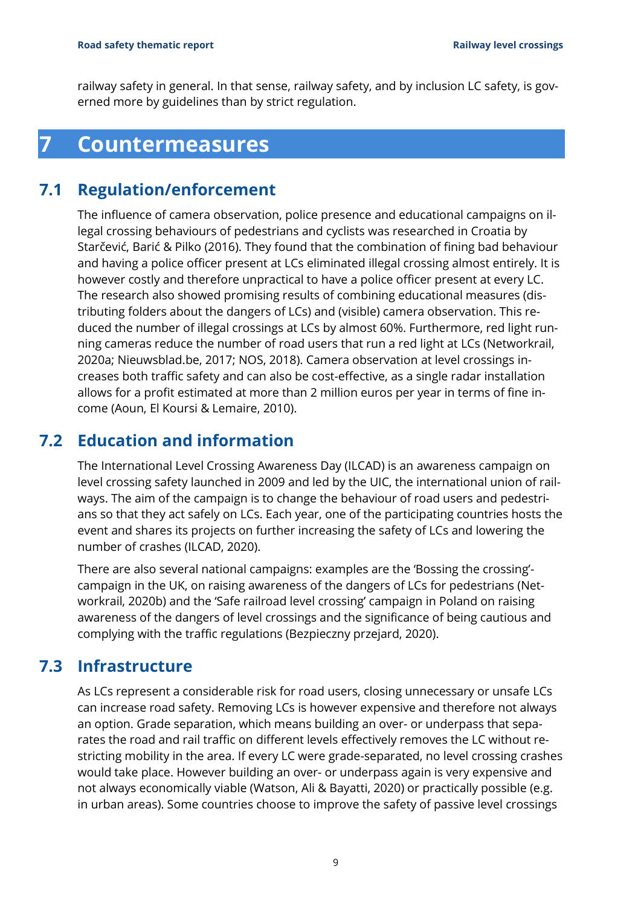railway safety in general. In that sense, railway safety, and by inclusion LC safety, is governed more by guidelines than by strict regulation.

# 7 Countermeasures

## 7.1 Regulation/enforcement

The influence of camera observation, police presence and educational campaigns on illegal crossing behaviours of pedestrians and cyclists was researched in Croatia by Starčević, Barić & Pilko (2016). They found that the combination of fining bad behaviour and having a police officer present at LCs eliminated illegal crossing almost entirely. It is however costly and therefore unpractical to have a police officer present at every LC. The research also showed promising results of combining educational measures (distributing folders about the dangers of LCs) and (visible) camera observation. This reduced the number of illegal crossings at LCs by almost 60%. Furthermore, red light running cameras reduce the number of road users that run a red light at LCs (Networkrail, 2020a; Nieuwsblad.be, 2017; NOS, 2018). Camera observation at level crossings increases both traffic safety and can also be cost-effective, as a single radar installation allows for a profit estimated at more than 2 million euros per year in terms of fine income (Aoun, El Koursi & Lemaire, 2010).

## 7.2 Education and information

The International Level Crossing Awareness Day (ILCAD) is an awareness campaign on level crossing safety launched in 2009 and led by the UIC, the international union of railways. The aim of the campaign is to change the behaviour of road users and pedestrians so that they act safely on LCs. Each year, one of the participating countries hosts the event and shares its projects on further increasing the safety of LCs and lowering the number of crashes (ILCAD, 2020).

There are also several national campaigns: examples are the 'Bossing the crossing'-campaign in the UK, on raising awareness of the dangers of LCs for pedestrians (Networkrail, 2020b) and the 'Safe railroad level crossing' campaign in Poland on raising awareness of the dangers of level crossings and the significance of being cautious and complying with the traffic regulations (Bezpieczny przejard, 2020).

## 7.3 Infrastructure

As LCs represent a considerable risk for road users, closing unnecessary or unsafe LCs can increase road safety. Removing LCs is however expensive and therefore not always an option. Grade separation, which means building an over- or underpass that separates the road and rail traffic on different levels effectively removes the LC without restricting mobility in the area. If every LC were grade-separated, no level crossing crashes would take place. However building an over- or underpass again is very expensive and not always economically viable (Watson, Ali & Bayatti, 2020) or practically possible (e.g. in urban areas). Some countries choose to improve the safety of passive level crossings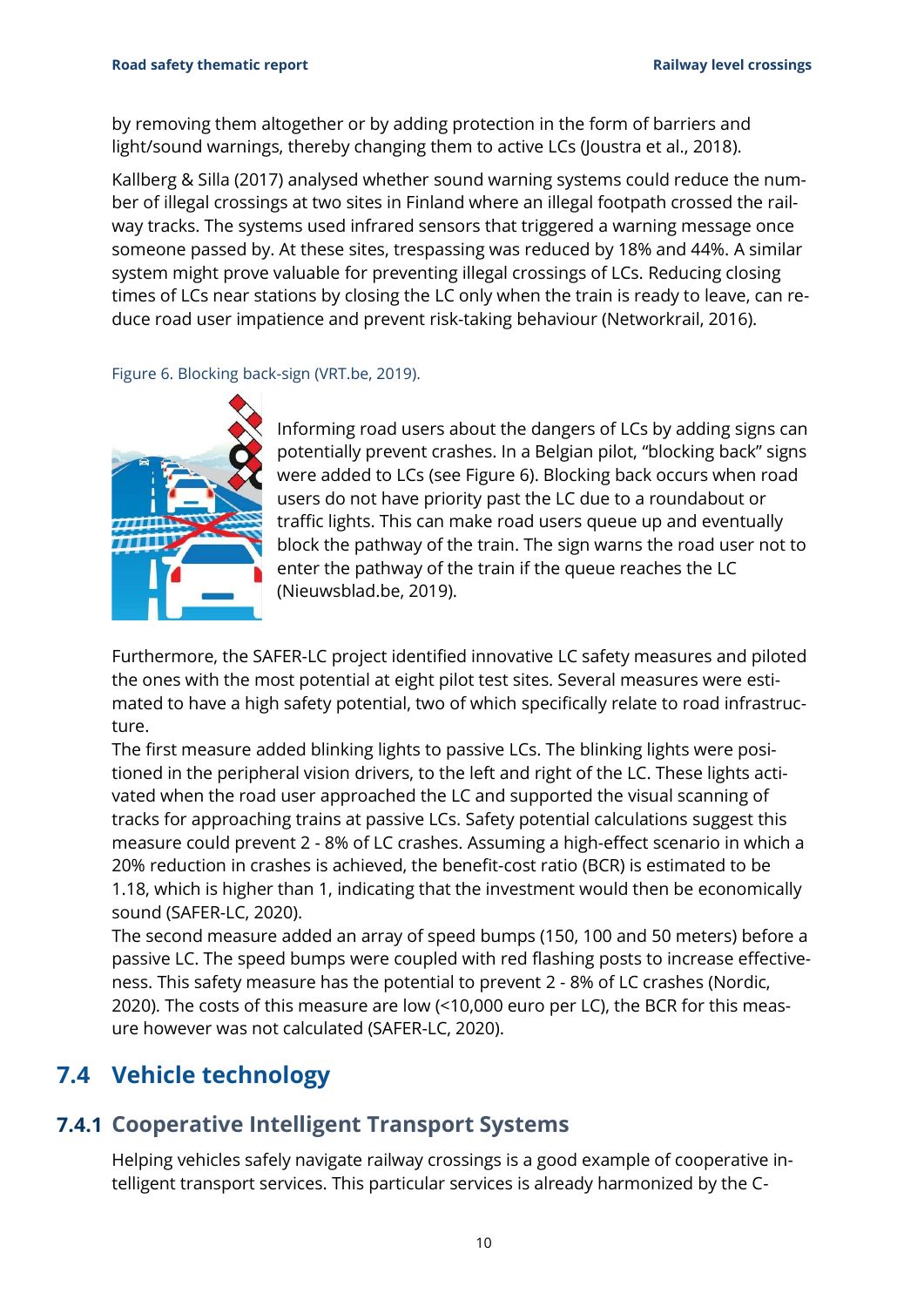by removing them altogether or by adding protection in the form of barriers and light/sound warnings, thereby changing them to active LCs (Joustra et al., 2018).

Kallberg & Silla (2017) analysed whether sound warning systems could reduce the number of illegal crossings at two sites in Finland where an illegal footpath crossed the railway tracks. The systems used infrared sensors that triggered a warning message once someone passed by. At these sites, trespassing was reduced by 18% and 44%. A similar system might prove valuable for preventing illegal crossings of LCs. Reducing closing times of LCs near stations by closing the LC only when the train is ready to leave, can reduce road user impatience and prevent risk-taking behaviour (Networkrail, 2016).

Figure 6. Blocking back-sign (VRT.be, 2019).

Informing road users about the dangers of LCs by adding signs can potentially prevent crashes. In a Belgian pilot, "blocking back" signs were added to LCs (see Figure 6). Blocking back occurs when road users do not have priority past the LC due to a roundabout or traffic lights. This can make road users queue up and eventually block the pathway of the train. The sign warns the road user not to enter the pathway of the train if the queue reaches the LC (Nieuwsblad.be, 2019).

Furthermore, the SAFER-LC project identified innovative LC safety measures and piloted the ones with the most potential at eight pilot test sites. Several measures were estimated to have a high safety potential, two of which specifically relate to road infrastructure.

The first measure added blinking lights to passive LCs. The blinking lights were positioned in the peripheral vision drivers, to the left and right of the LC. These lights activated when the road user approached the LC and supported the visual scanning of tracks for approaching trains at passive LCs. Safety potential calculations suggest this measure could prevent 2 - 8% of LC crashes. Assuming a high-effect scenario in which a 20% reduction in crashes is achieved, the benefit-cost ratio (BCR) is estimated to be 1.18, which is higher than 1, indicating that the investment would then be economically sound (SAFER-LC, 2020).

The second measure added an array of speed bumps (150, 100 and 50 meters) before a passive LC. The speed bumps were coupled with red flashing posts to increase effectiveness. This safety measure has the potential to prevent 2 - 8% of LC crashes (Nordic, 2020). The costs of this measure are low (<10,000 euro per LC), the BCR for this measure however was not calculated (SAFER-LC, 2020).

## 7.4 Vehicle technology

### 7.4.1 Cooperative Intelligent Transport Systems

Helping vehicles safely navigate railway crossings is a good example of cooperative intelligent transport services. This particular services is already harmonized by the C-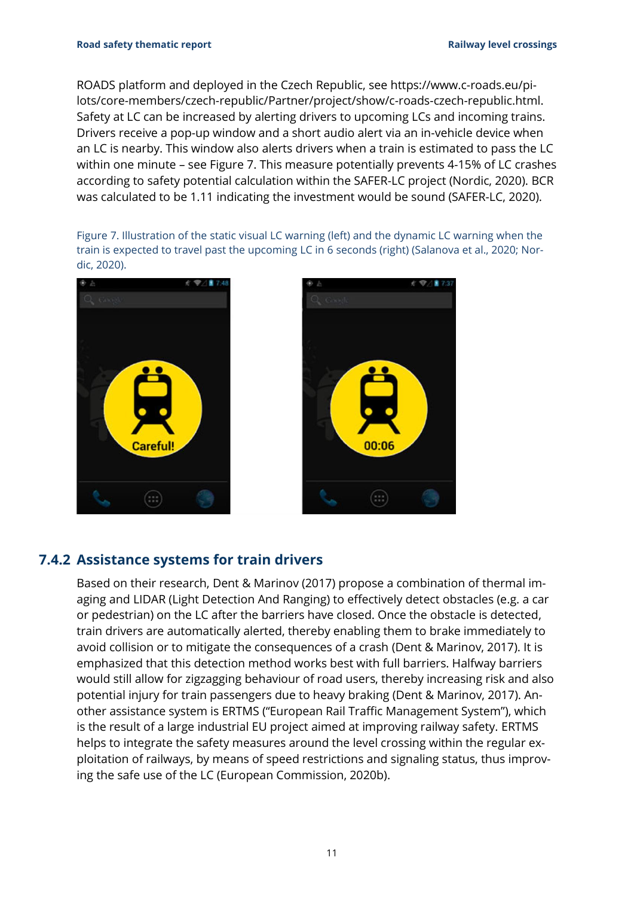ROADS platform and deployed in the Czech Republic, see https://www.c-roads.eu/pilots/core-members/czech-republic/Partner/project/show/c-roads-czech-republic.html. Safety at LC can be increased by alerting drivers to upcoming LCs and incoming trains. Drivers receive a pop-up window and a short audio alert via an in-vehicle device when an LC is nearby. This window also alerts drivers when a train is estimated to pass the LC within one minute – see Figure 7. This measure potentially prevents 4-15% of LC crashes according to safety potential calculation within the SAFER-LC project (Nordic, 2020). BCR was calculated to be 1.11 indicating the investment would be sound (SAFER-LC, 2020).

Figure 7. Illustration of the static visual LC warning (left) and the dynamic LC warning when the train is expected to travel past the upcoming LC in 6 seconds (right) (Salanova et al., 2020; Nordic, 2020).

### 7.4.2 Assistance systems for train drivers

Based on their research, Dent & Marinov (2017) propose a combination of thermal imaging and LIDAR (Light Detection And Ranging) to effectively detect obstacles (e.g. a car or pedestrian) on the LC after the barriers have closed. Once the obstacle is detected, train drivers are automatically alerted, thereby enabling them to brake immediately to avoid collision or to mitigate the consequences of a crash (Dent & Marinov, 2017). It is emphasized that this detection method works best with full barriers. Halfway barriers would still allow for zigzagging behaviour of road users, thereby increasing risk and also potential injury for train passengers due to heavy braking (Dent & Marinov, 2017). Another assistance system is ERTMS ("European Rail Traffic Management System"), which is the result of a large industrial EU project aimed at improving railway safety. ERTMS helps to integrate the safety measures around the level crossing within the regular exploitation of railways, by means of speed restrictions and signaling status, thus improving the safe use of the LC (European Commission, 2020b).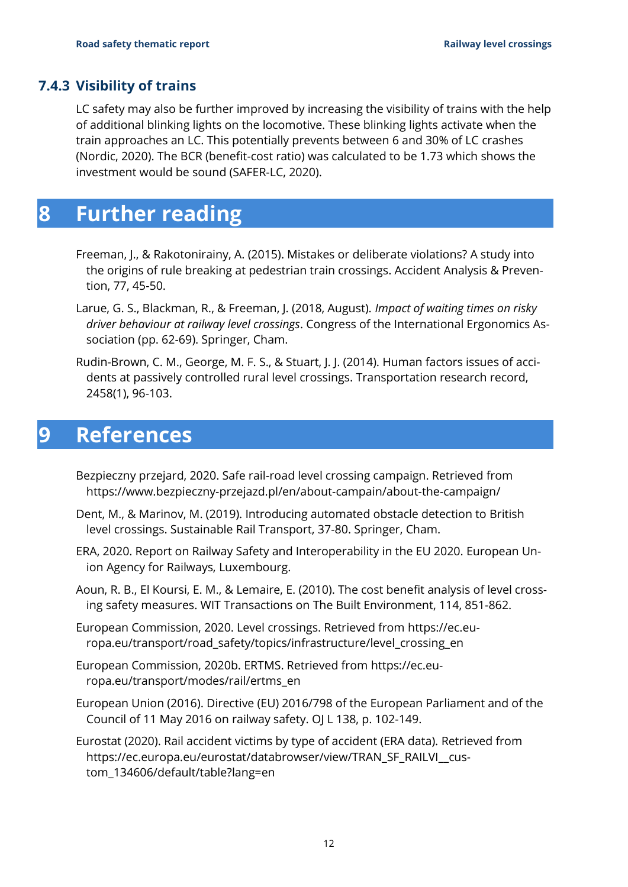### 7.4.3 Visibility of trains

LC safety may also be further improved by increasing the visibility of trains with the help of additional blinking lights on the locomotive. These blinking lights activate when the train approaches an LC. This potentially prevents between 6 and 30% of LC crashes (Nordic, 2020). The BCR (benefit-cost ratio) was calculated to be 1.73 which shows the investment would be sound (SAFER-LC, 2020).

# 8 Further reading

Freeman, J., & Rakotonirainy, A. (2015). Mistakes or deliberate violations? A study into the origins of rule breaking at pedestrian train crossings. Accident Analysis & Prevention, 77, 45-50.

Larue, G. S., Blackman, R., & Freeman, J. (2018, August). *Impact of waiting times on risky driver behaviour at railway level crossings*. Congress of the International Ergonomics Association (pp. 62-69). Springer, Cham.

Rudin-Brown, C. M., George, M. F. S., & Stuart, J. J. (2014). Human factors issues of accidents at passively controlled rural level crossings. Transportation research record, 2458(1), 96-103.

# 9 References

Bezpieczny przejard, 2020. Safe rail-road level crossing campaign. Retrieved from https://www.bezpieczny-przejazd.pl/en/about-campain/about-the-campaign/

Dent, M., & Marinov, M. (2019). Introducing automated obstacle detection to British level crossings. Sustainable Rail Transport, 37-80. Springer, Cham.

ERA, 2020. Report on Railway Safety and Interoperability in the EU 2020. European Union Agency for Railways, Luxembourg.

Aoun, R. B., El Koursi, E. M., & Lemaire, E. (2010). The cost benefit analysis of level crossing safety measures. WIT Transactions on The Built Environment, 114, 851-862.

European Commission, 2020. Level crossings. Retrieved from https://ec.europa.eu/transport/road_safety/topics/infrastructure/level_crossing_en

European Commission, 2020b. ERTMS. Retrieved from https://ec.europa.eu/transport/modes/rail/ertms_en

European Union (2016). Directive (EU) 2016/798 of the European Parliament and of the Council of 11 May 2016 on railway safety. OJ L 138, p. 102-149.

Eurostat (2020). Rail accident victims by type of accident (ERA data). Retrieved from https://ec.europa.eu/eurostat/databrowser/view/TRAN_SF_RAILVI__custom_134606/default/table?lang=en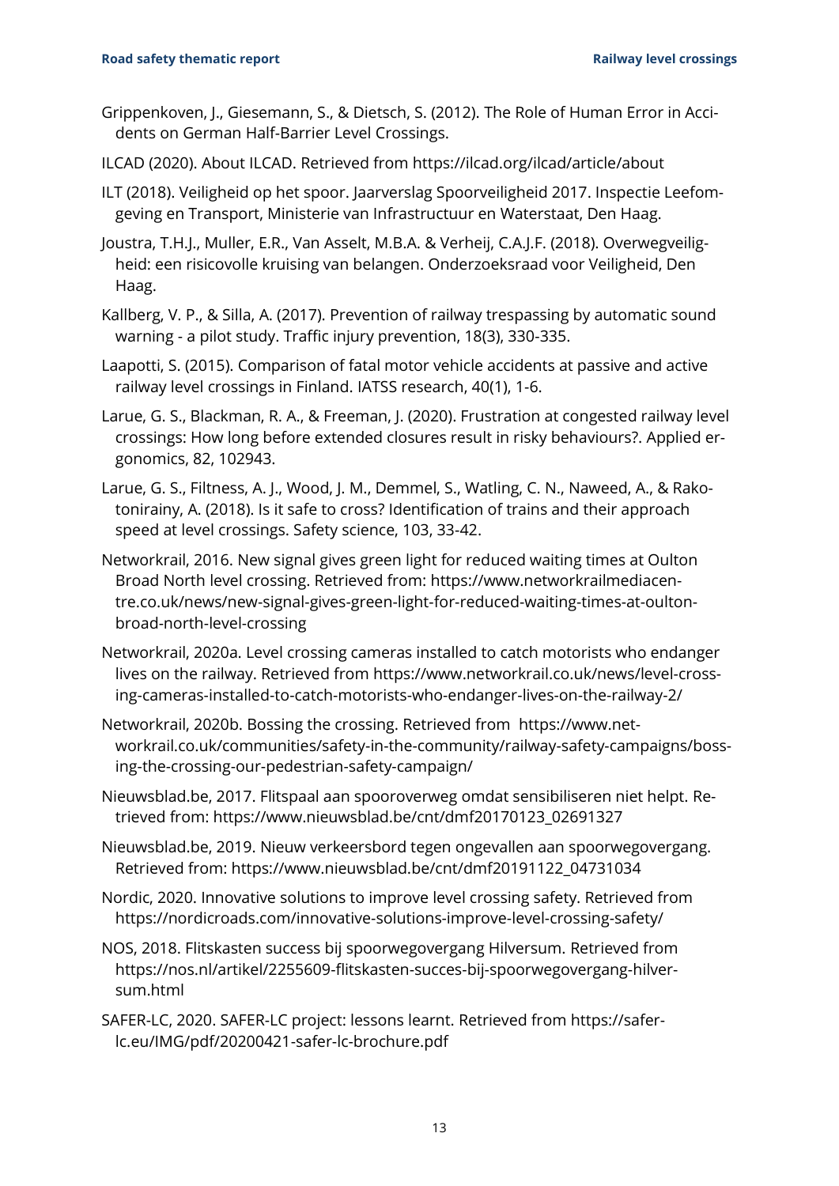Grippenkoven, J., Giesemann, S., & Dietsch, S. (2012). The Role of Human Error in Accidents on German Half-Barrier Level Crossings.

ILCAD (2020). About ILCAD. Retrieved from https://ilcad.org/ilcad/article/about

ILT (2018). Veiligheid op het spoor. Jaarverslag Spoorveiligheid 2017. Inspectie Leefomgeving en Transport, Ministerie van Infrastructuur en Waterstaat, Den Haag.

Joustra, T.H.J., Muller, E.R., Van Asselt, M.B.A. & Verheij, C.A.J.F. (2018). Overwegveiligheid: een risicovolle kruising van belangen. Onderzoeksraad voor Veiligheid, Den Haag.

Kallberg, V. P., & Silla, A. (2017). Prevention of railway trespassing by automatic sound warning - a pilot study. Traffic injury prevention, 18(3), 330-335.

Laapotti, S. (2015). Comparison of fatal motor vehicle accidents at passive and active railway level crossings in Finland. IATSS research, 40(1), 1-6.

Larue, G. S., Blackman, R. A., & Freeman, J. (2020). Frustration at congested railway level crossings: How long before extended closures result in risky behaviours?. Applied ergonomics, 82, 102943.

Larue, G. S., Filtness, A. J., Wood, J. M., Demmel, S., Watling, C. N., Naweed, A., & Rakotonirainy, A. (2018). Is it safe to cross? Identification of trains and their approach speed at level crossings. Safety science, 103, 33-42.

Networkrail, 2016. New signal gives green light for reduced waiting times at Oulton Broad North level crossing. Retrieved from: https://www.networkrailmediacentre.co.uk/news/new-signal-gives-green-light-for-reduced-waiting-times-at-oulton-broad-north-level-crossing

Networkrail, 2020a. Level crossing cameras installed to catch motorists who endanger lives on the railway. Retrieved from https://www.networkrail.co.uk/news/level-crossing-cameras-installed-to-catch-motorists-who-endanger-lives-on-the-railway-2/

Networkrail, 2020b. Bossing the crossing. Retrieved from https://www.networkrail.co.uk/communities/safety-in-the-community/railway-safety-campaigns/bossing-the-crossing-our-pedestrian-safety-campaign/

Nieuwsblad.be, 2017. Flitspaal aan spooroverweg omdat sensibiliseren niet helpt. Retrieved from: https://www.nieuwsblad.be/cnt/dmf20170123_02691327

Nieuwsblad.be, 2019. Nieuw verkeersbord tegen ongevallen aan spoorwegovergang. Retrieved from: https://www.nieuwsblad.be/cnt/dmf20191122_04731034

Nordic, 2020. Innovative solutions to improve level crossing safety. Retrieved from https://nordicroads.com/innovative-solutions-improve-level-crossing-safety/

NOS, 2018. Flitskasten success bij spoorwegovergang Hilversum. Retrieved from https://nos.nl/artikel/2255609-flitskasten-succes-bij-spoorwegovergang-hilversum.html

SAFER-LC, 2020. SAFER-LC project: lessons learnt. Retrieved from https://safer-lc.eu/IMG/pdf/20200421-safer-lc-brochure.pdf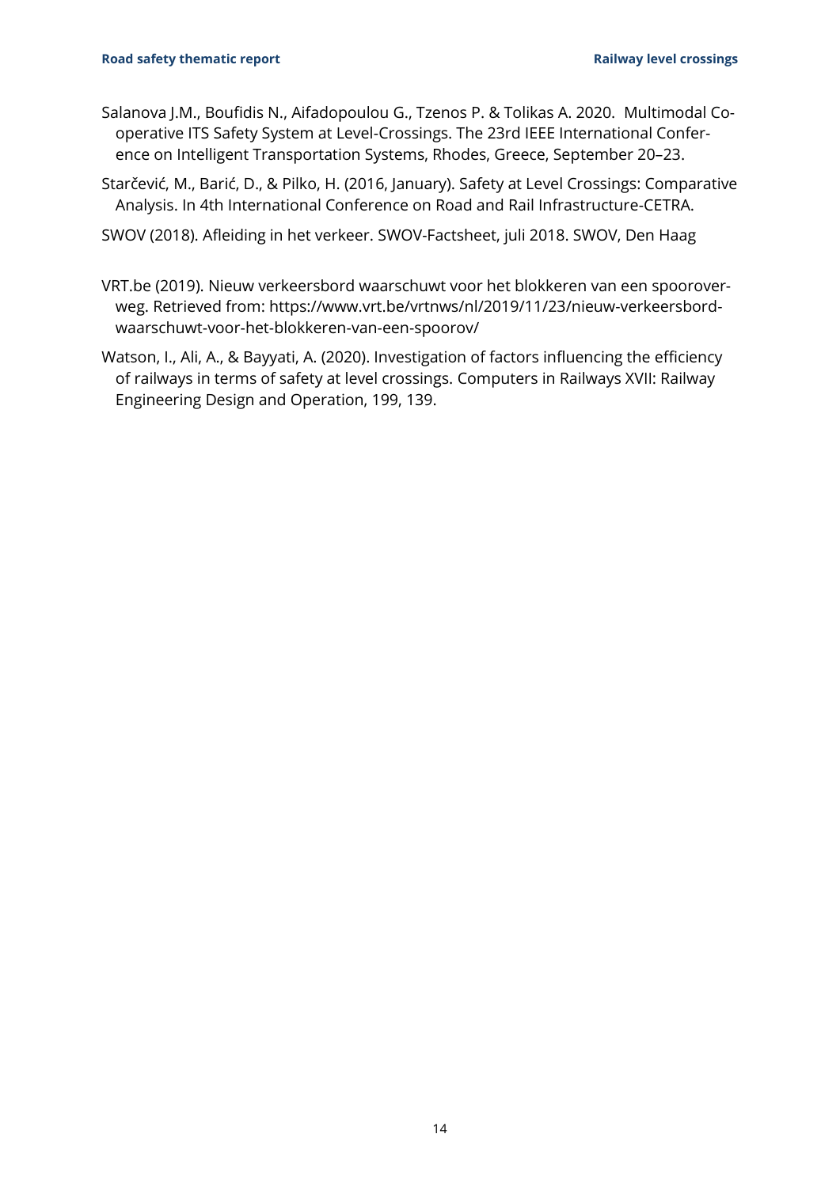Salanova J.M., Boufidis N., Aifadopoulou G., Tzenos P. & Tolikas A. 2020. Multimodal Co-operative ITS Safety System at Level-Crossings. The 23rd IEEE International Conference on Intelligent Transportation Systems, Rhodes, Greece, September 20–23.

Starčević, M., Barić, D., & Pilko, H. (2016, January). Safety at Level Crossings: Comparative Analysis. In 4th International Conference on Road and Rail Infrastructure-CETRA.

SWOV (2018). Afleiding in het verkeer. SWOV-Factsheet, juli 2018. SWOV, Den Haag

VRT.be (2019). Nieuw verkeersbord waarschuwt voor het blokkeren van een spoorover-weg. Retrieved from: https://www.vrt.be/vrtnws/nl/2019/11/23/nieuw-verkeersbord-waarschuwt-voor-het-blokkeren-van-een-spoorov/

Watson, I., Ali, A., & Bayyati, A. (2020). Investigation of factors influencing the efficiency of railways in terms of safety at level crossings. Computers in Railways XVII: Railway Engineering Design and Operation, 199, 139.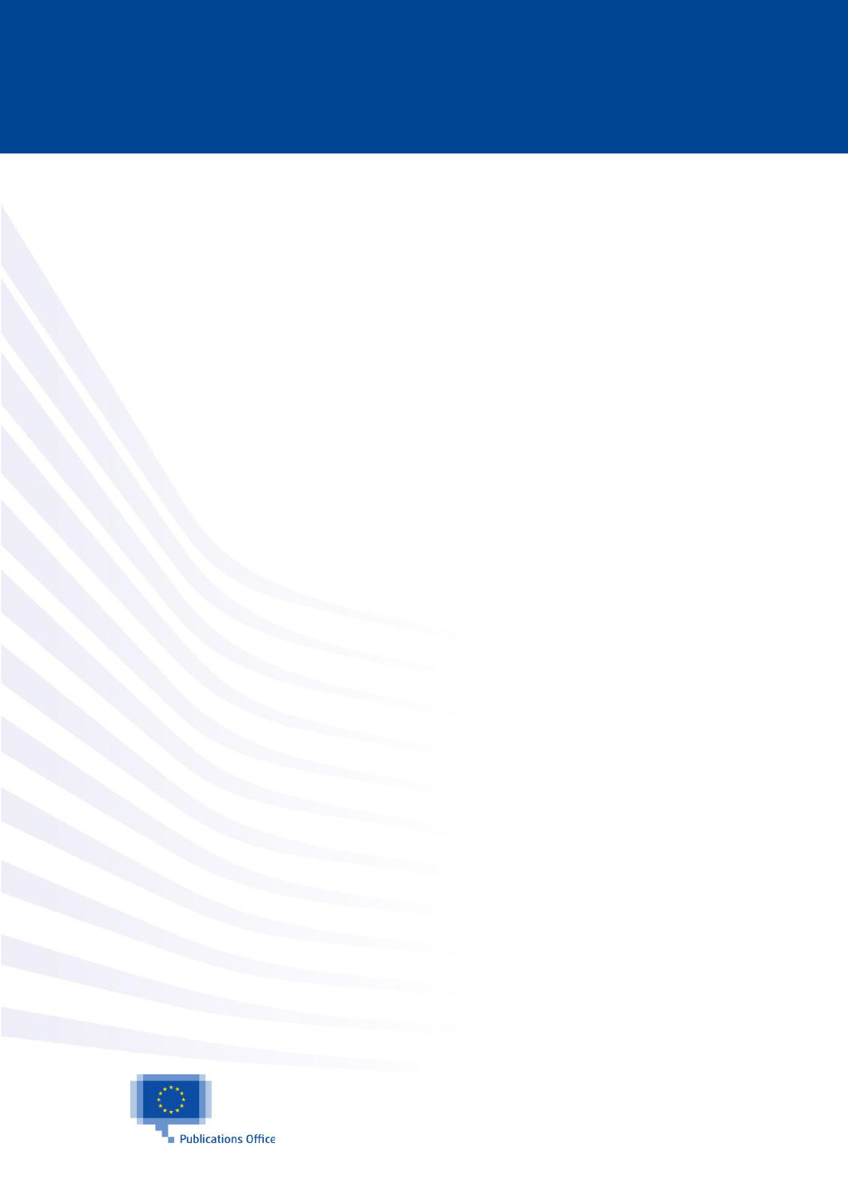Publications Office